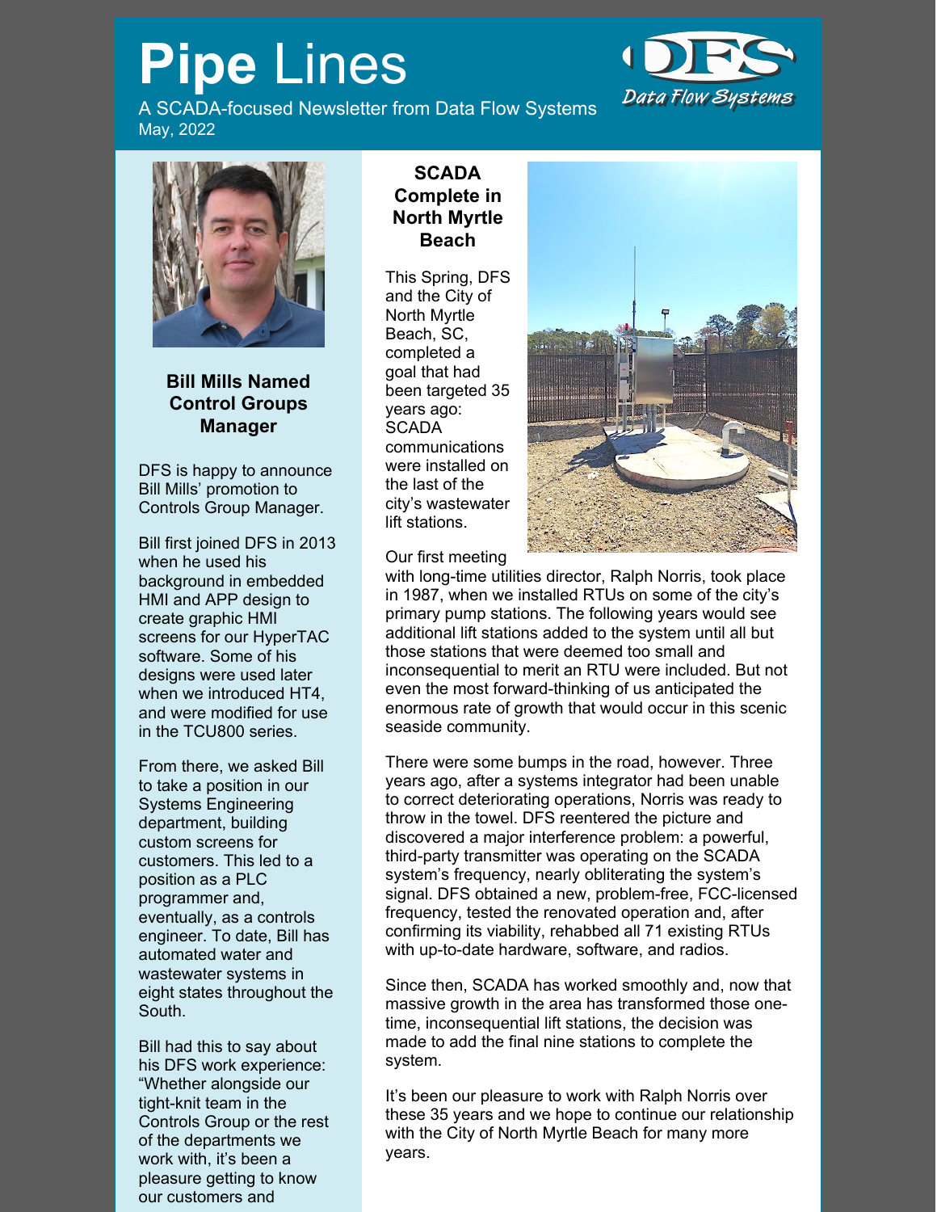# Pipe Lines

A SCADA-focused Newsletter from Data Flow Systems
May, 2022

DFS Data Flow Systems

## Bill Mills Named Control Groups Manager

DFS is happy to announce Bill Mills' promotion to Controls Group Manager.

Bill first joined DFS in 2013 when he used his background in embedded HMI and APP design to create graphic HMI screens for our HyperTAC software. Some of his designs were used later when we introduced HT4, and were modified for use in the TCU800 series.

From there, we asked Bill to take a position in our Systems Engineering department, building custom screens for customers. This led to a position as a PLC programmer and, eventually, as a controls engineer. To date, Bill has automated water and wastewater systems in eight states throughout the South.

Bill had this to say about his DFS work experience: "Whether alongside our tight-knit team in the Controls Group or the rest of the departments we work with, it's been a pleasure getting to know our customers and

## SCADA Complete in North Myrtle Beach

This Spring, DFS and the City of North Myrtle Beach, SC, completed a goal that had been targeted 35 years ago: SCADA communications were installed on the last of the city's wastewater lift stations.

Our first meeting with long-time utilities director, Ralph Norris, took place in 1987, when we installed RTUs on some of the city's primary pump stations. The following years would see additional lift stations added to the system until all but those stations that were deemed too small and inconsequential to merit an RTU were included. But not even the most forward-thinking of us anticipated the enormous rate of growth that would occur in this scenic seaside community.

There were some bumps in the road, however. Three years ago, after a systems integrator had been unable to correct deteriorating operations, Norris was ready to throw in the towel. DFS reentered the picture and discovered a major interference problem: a powerful, third-party transmitter was operating on the SCADA system's frequency, nearly obliterating the system's signal. DFS obtained a new, problem-free, FCC-licensed frequency, tested the renovated operation and, after confirming its viability, rehabbed all 71 existing RTUs with up-to-date hardware, software, and radios.

Since then, SCADA has worked smoothly and, now that massive growth in the area has transformed those one-time, inconsequential lift stations, the decision was made to add the final nine stations to complete the system.

It's been our pleasure to work with Ralph Norris over these 35 years and we hope to continue our relationship with the City of North Myrtle Beach for many more years.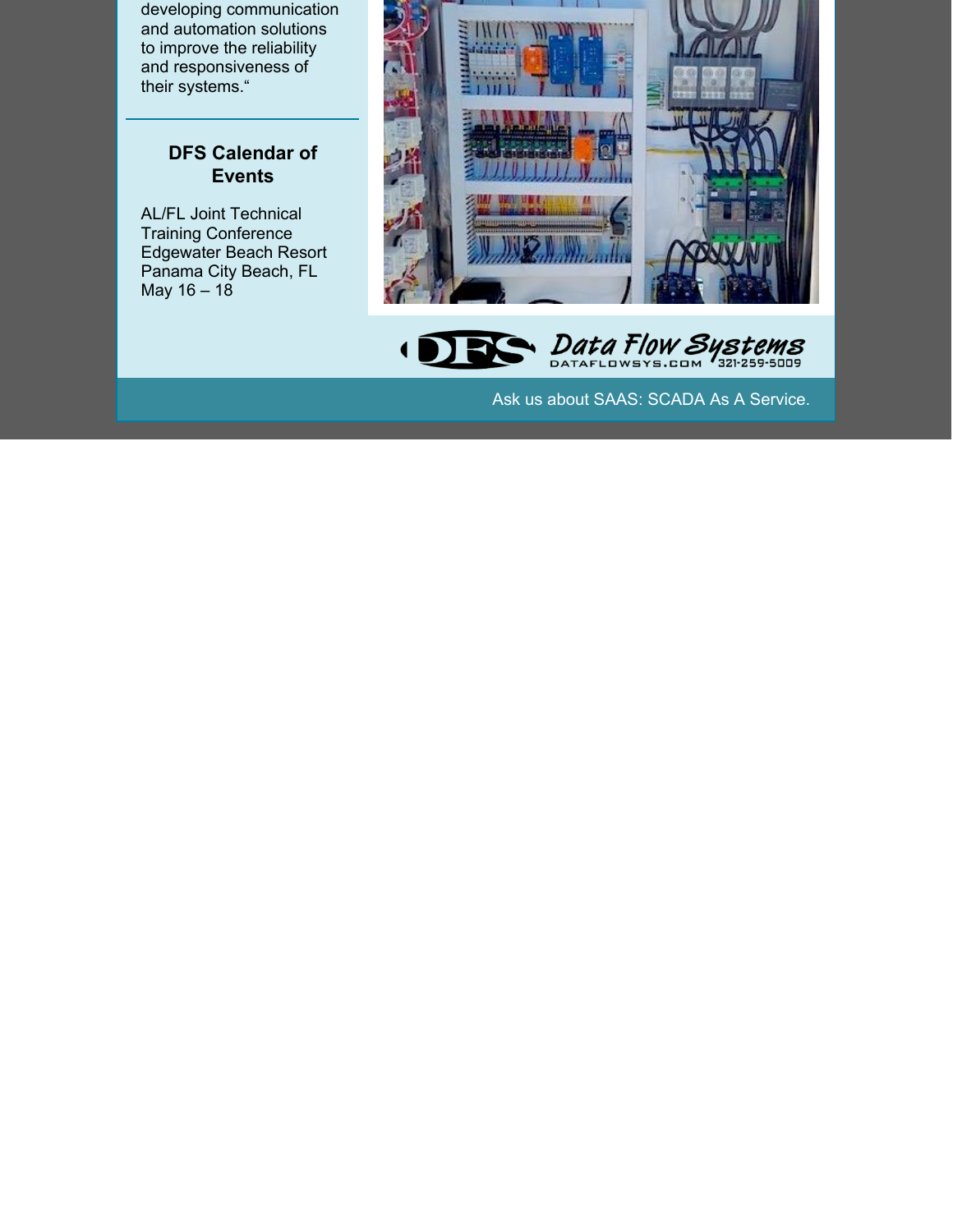developing communication and automation solutions to improve the reliability and responsiveness of their systems."

### DFS Calendar of Events

AL/FL Joint Technical Training Conference
Edgewater Beach Resort
Panama City Beach, FL
May 16 – 18

Data Flow Systems
DATAFLOWSYS.COM 321-259-5009

Ask us about SAAS: SCADA As A Service.